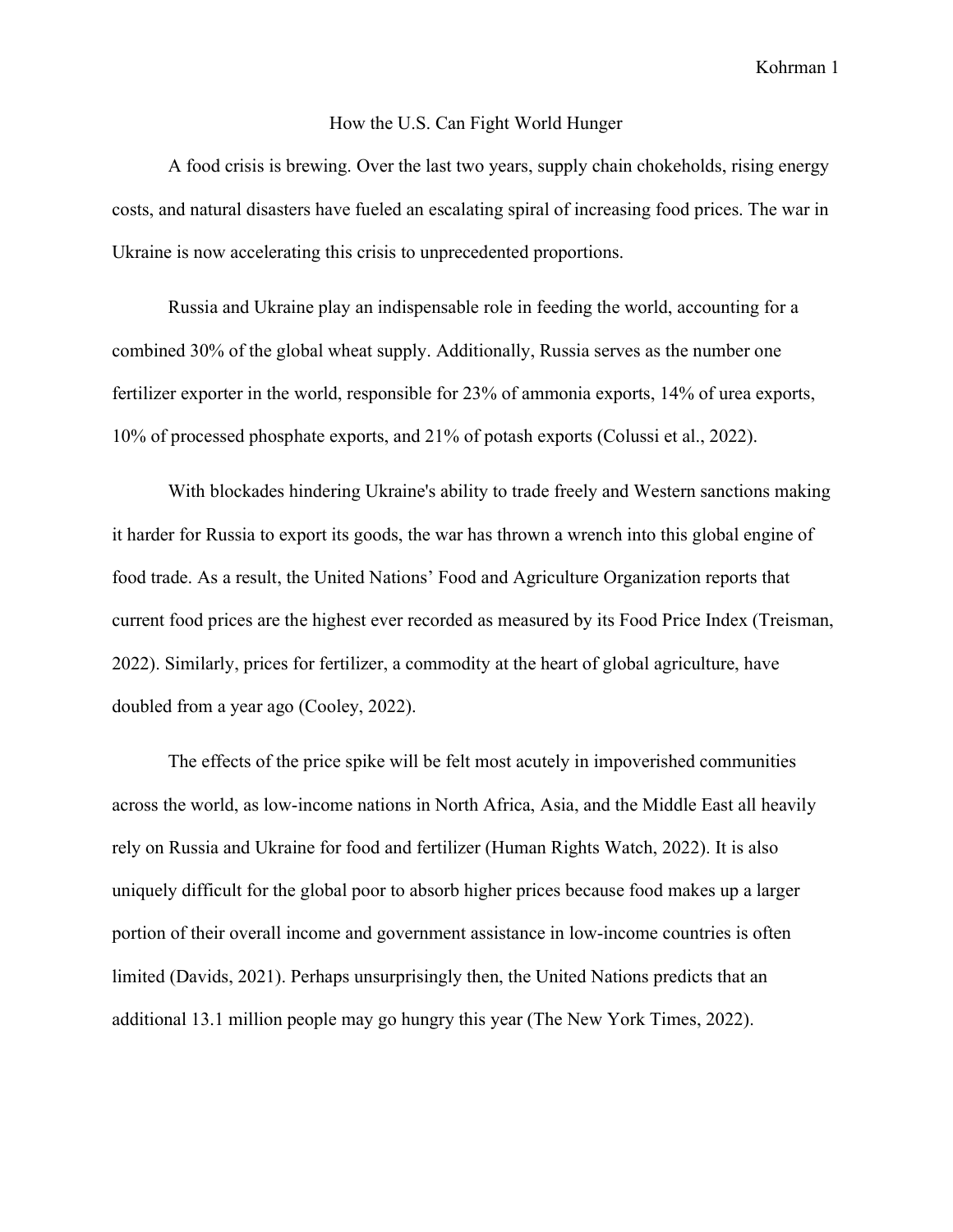# How the U.S. Can Fight World Hunger

A food crisis is brewing. Over the last two years, supply chain chokeholds, rising energy costs, and natural disasters have fueled an escalating spiral of increasing food prices. The war in Ukraine is now accelerating this crisis to unprecedented proportions.

Russia and Ukraine play an indispensable role in feeding the world, accounting for a combined 30% of the global wheat supply. Additionally, Russia serves as the number one fertilizer exporter in the world, responsible for 23% of ammonia exports, 14% of urea exports, 10% of processed phosphate exports, and 21% of potash exports (Colussi et al., 2022).

With blockades hindering Ukraine's ability to trade freely and Western sanctions making it harder for Russia to export its goods, the war has thrown a wrench into this global engine of food trade. As a result, the United Nations' Food and Agriculture Organization reports that current food prices are the highest ever recorded as measured by its Food Price Index (Treisman, 2022). Similarly, prices for fertilizer, a commodity at the heart of global agriculture, have doubled from a year ago (Cooley, 2022).

The effects of the price spike will be felt most acutely in impoverished communities across the world, as low-income nations in North Africa, Asia, and the Middle East all heavily rely on Russia and Ukraine for food and fertilizer (Human Rights Watch, 2022). It is also uniquely difficult for the global poor to absorb higher prices because food makes up a larger portion of their overall income and government assistance in low-income countries is often limited (Davids, 2021). Perhaps unsurprisingly then, the United Nations predicts that an additional 13.1 million people may go hungry this year (The New York Times, 2022).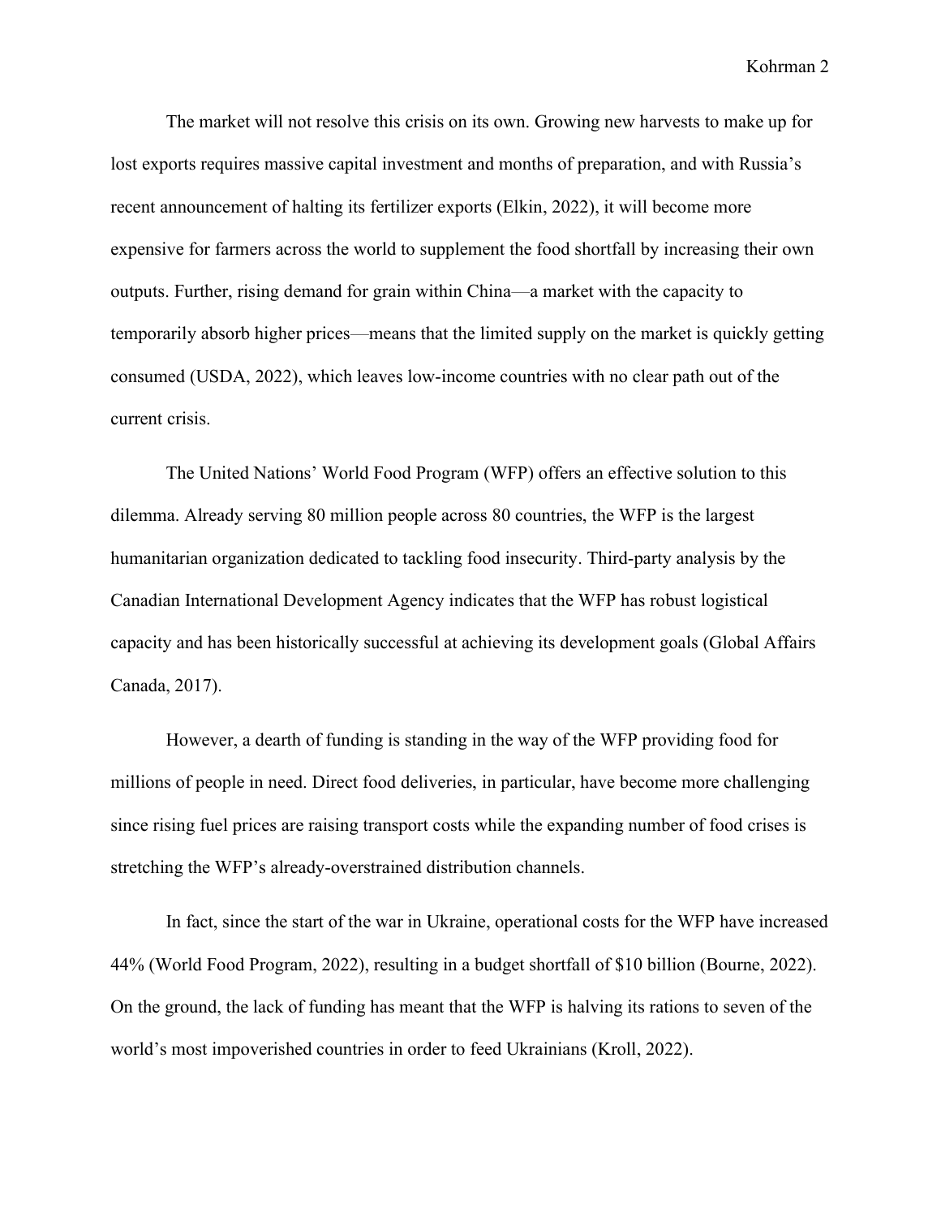The market will not resolve this crisis on its own. Growing new harvests to make up for lost exports requires massive capital investment and months of preparation, and with Russia's recent announcement of halting its fertilizer exports (Elkin, 2022), it will become more expensive for farmers across the world to supplement the food shortfall by increasing their own outputs. Further, rising demand for grain within China—a market with the capacity to temporarily absorb higher prices—means that the limited supply on the market is quickly getting consumed (USDA, 2022), which leaves low-income countries with no clear path out of the current crisis.

The United Nations' World Food Program (WFP) offers an effective solution to this dilemma. Already serving 80 million people across 80 countries, the WFP is the largest humanitarian organization dedicated to tackling food insecurity. Third-party analysis by the Canadian International Development Agency indicates that the WFP has robust logistical capacity and has been historically successful at achieving its development goals (Global Affairs Canada, 2017).

However, a dearth of funding is standing in the way of the WFP providing food for millions of people in need. Direct food deliveries, in particular, have become more challenging since rising fuel prices are raising transport costs while the expanding number of food crises is stretching the WFP's already-overstrained distribution channels.

In fact, since the start of the war in Ukraine, operational costs for the WFP have increased 44% (World Food Program, 2022), resulting in a budget shortfall of $10 billion (Bourne, 2022). On the ground, the lack of funding has meant that the WFP is halving its rations to seven of the world's most impoverished countries in order to feed Ukrainians (Kroll, 2022).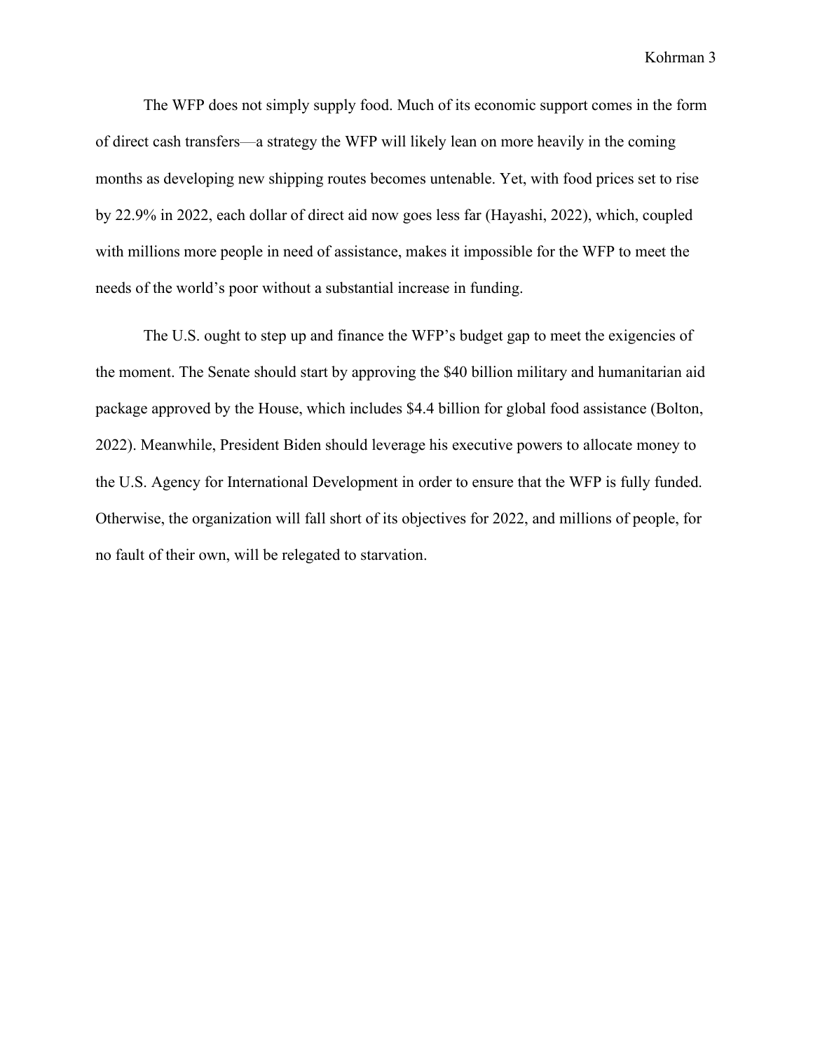The WFP does not simply supply food. Much of its economic support comes in the form of direct cash transfers—a strategy the WFP will likely lean on more heavily in the coming months as developing new shipping routes becomes untenable. Yet, with food prices set to rise by 22.9% in 2022, each dollar of direct aid now goes less far (Hayashi, 2022), which, coupled with millions more people in need of assistance, makes it impossible for the WFP to meet the needs of the world's poor without a substantial increase in funding.

The U.S. ought to step up and finance the WFP's budget gap to meet the exigencies of the moment. The Senate should start by approving the $40 billion military and humanitarian aid package approved by the House, which includes $4.4 billion for global food assistance (Bolton, 2022). Meanwhile, President Biden should leverage his executive powers to allocate money to the U.S. Agency for International Development in order to ensure that the WFP is fully funded. Otherwise, the organization will fall short of its objectives for 2022, and millions of people, for no fault of their own, will be relegated to starvation.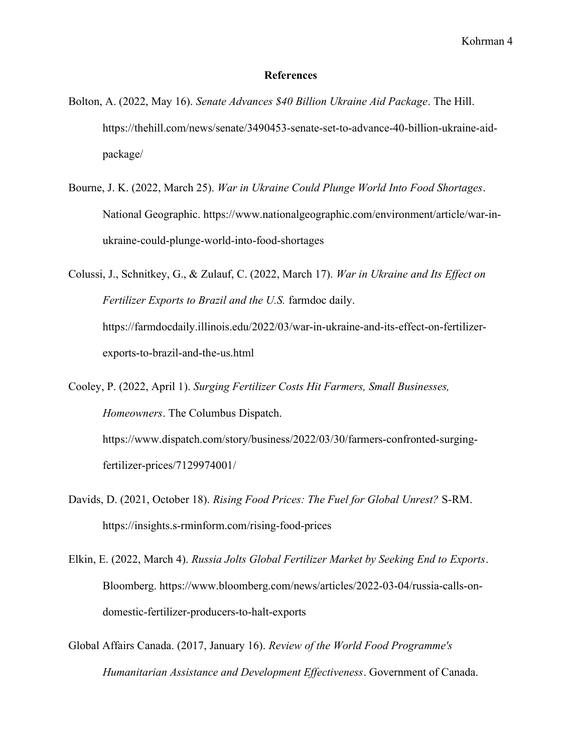# References

Bolton, A. (2022, May 16). *Senate Advances $40 Billion Ukraine Aid Package*. The Hill. https://thehill.com/news/senate/3490453-senate-set-to-advance-40-billion-ukraine-aid-package/

Bourne, J. K. (2022, March 25). *War in Ukraine Could Plunge World Into Food Shortages*. National Geographic. https://www.nationalgeographic.com/environment/article/war-in-ukraine-could-plunge-world-into-food-shortages

Colussi, J., Schnitkey, G., & Zulauf, C. (2022, March 17). *War in Ukraine and Its Effect on Fertilizer Exports to Brazil and the U.S.* farmdoc daily. https://farmdocdaily.illinois.edu/2022/03/war-in-ukraine-and-its-effect-on-fertilizer-exports-to-brazil-and-the-us.html

Cooley, P. (2022, April 1). *Surging Fertilizer Costs Hit Farmers, Small Businesses, Homeowners*. The Columbus Dispatch. https://www.dispatch.com/story/business/2022/03/30/farmers-confronted-surging-fertilizer-prices/7129974001/

Davids, D. (2021, October 18). *Rising Food Prices: The Fuel for Global Unrest?* S-RM. https://insights.s-rminform.com/rising-food-prices

Elkin, E. (2022, March 4). *Russia Jolts Global Fertilizer Market by Seeking End to Exports*. Bloomberg. https://www.bloomberg.com/news/articles/2022-03-04/russia-calls-on-domestic-fertilizer-producers-to-halt-exports

Global Affairs Canada. (2017, January 16). *Review of the World Food Programme's Humanitarian Assistance and Development Effectiveness*. Government of Canada.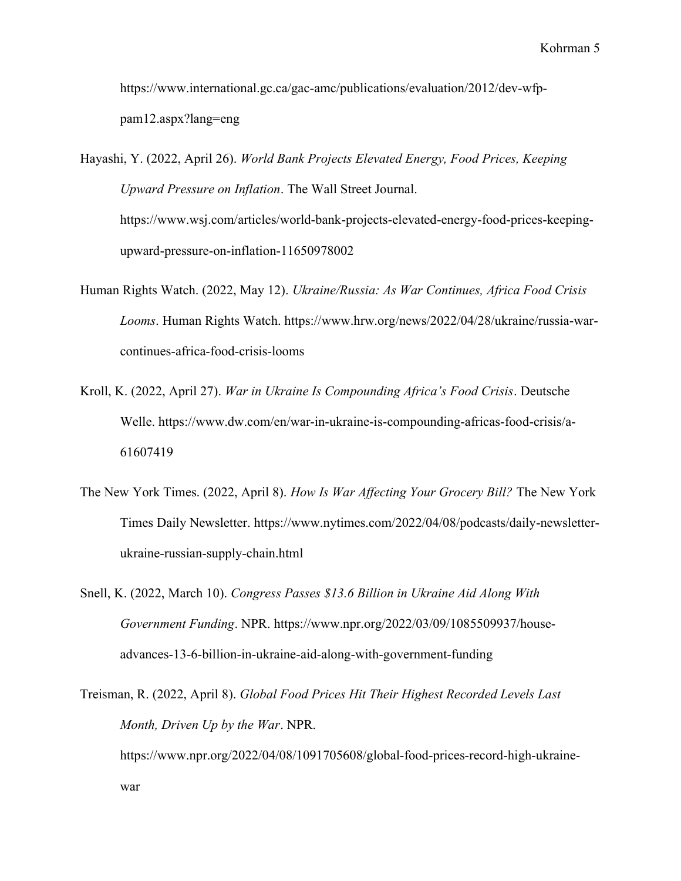https://www.international.gc.ca/gac-amc/publications/evaluation/2012/dev-wfp-pam12.aspx?lang=eng

Hayashi, Y. (2022, April 26). *World Bank Projects Elevated Energy, Food Prices, Keeping Upward Pressure on Inflation*. The Wall Street Journal. https://www.wsj.com/articles/world-bank-projects-elevated-energy-food-prices-keeping-upward-pressure-on-inflation-11650978002

Human Rights Watch. (2022, May 12). *Ukraine/Russia: As War Continues, Africa Food Crisis Looms*. Human Rights Watch. https://www.hrw.org/news/2022/04/28/ukraine/russia-war-continues-africa-food-crisis-looms

Kroll, K. (2022, April 27). *War in Ukraine Is Compounding Africa's Food Crisis*. Deutsche Welle. https://www.dw.com/en/war-in-ukraine-is-compounding-africas-food-crisis/a-61607419

The New York Times. (2022, April 8). *How Is War Affecting Your Grocery Bill?* The New York Times Daily Newsletter. https://www.nytimes.com/2022/04/08/podcasts/daily-newsletter-ukraine-russian-supply-chain.html

Snell, K. (2022, March 10). *Congress Passes $13.6 Billion in Ukraine Aid Along With Government Funding*. NPR. https://www.npr.org/2022/03/09/1085509937/house-advances-13-6-billion-in-ukraine-aid-along-with-government-funding

Treisman, R. (2022, April 8). *Global Food Prices Hit Their Highest Recorded Levels Last Month, Driven Up by the War*. NPR. https://www.npr.org/2022/04/08/1091705608/global-food-prices-record-high-ukraine-war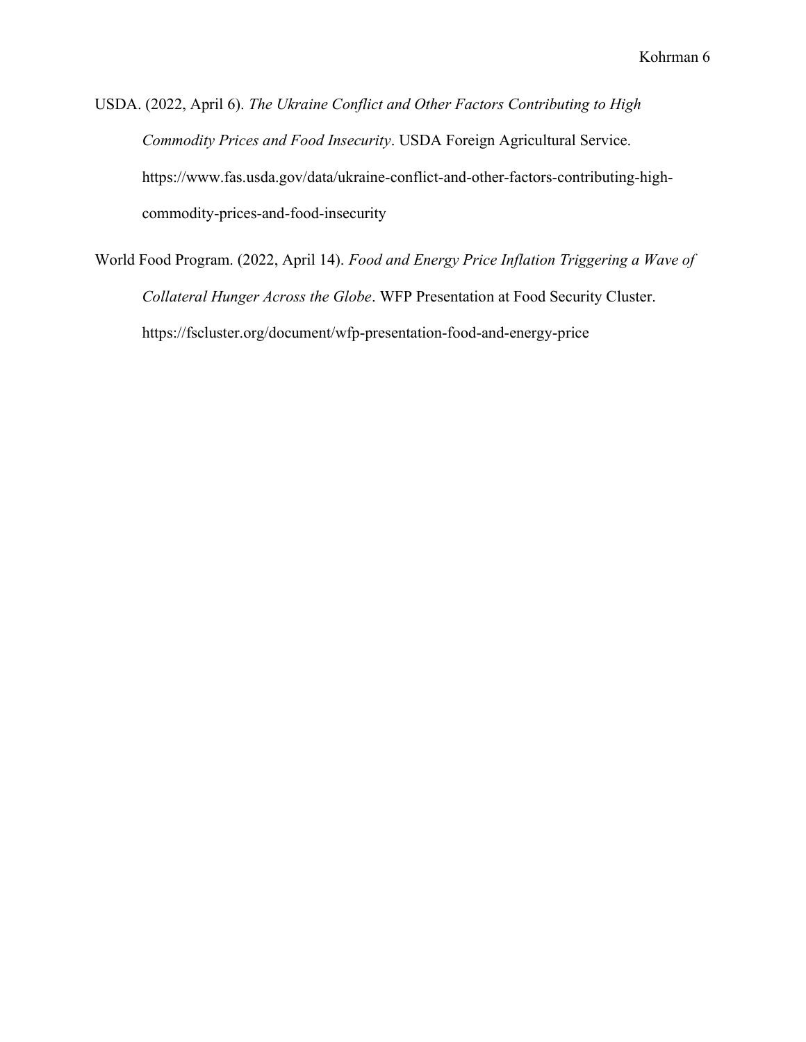USDA. (2022, April 6). *The Ukraine Conflict and Other Factors Contributing to High Commodity Prices and Food Insecurity*. USDA Foreign Agricultural Service. https://www.fas.usda.gov/data/ukraine-conflict-and-other-factors-contributing-high-commodity-prices-and-food-insecurity

World Food Program. (2022, April 14). *Food and Energy Price Inflation Triggering a Wave of Collateral Hunger Across the Globe*. WFP Presentation at Food Security Cluster. https://fscluster.org/document/wfp-presentation-food-and-energy-price